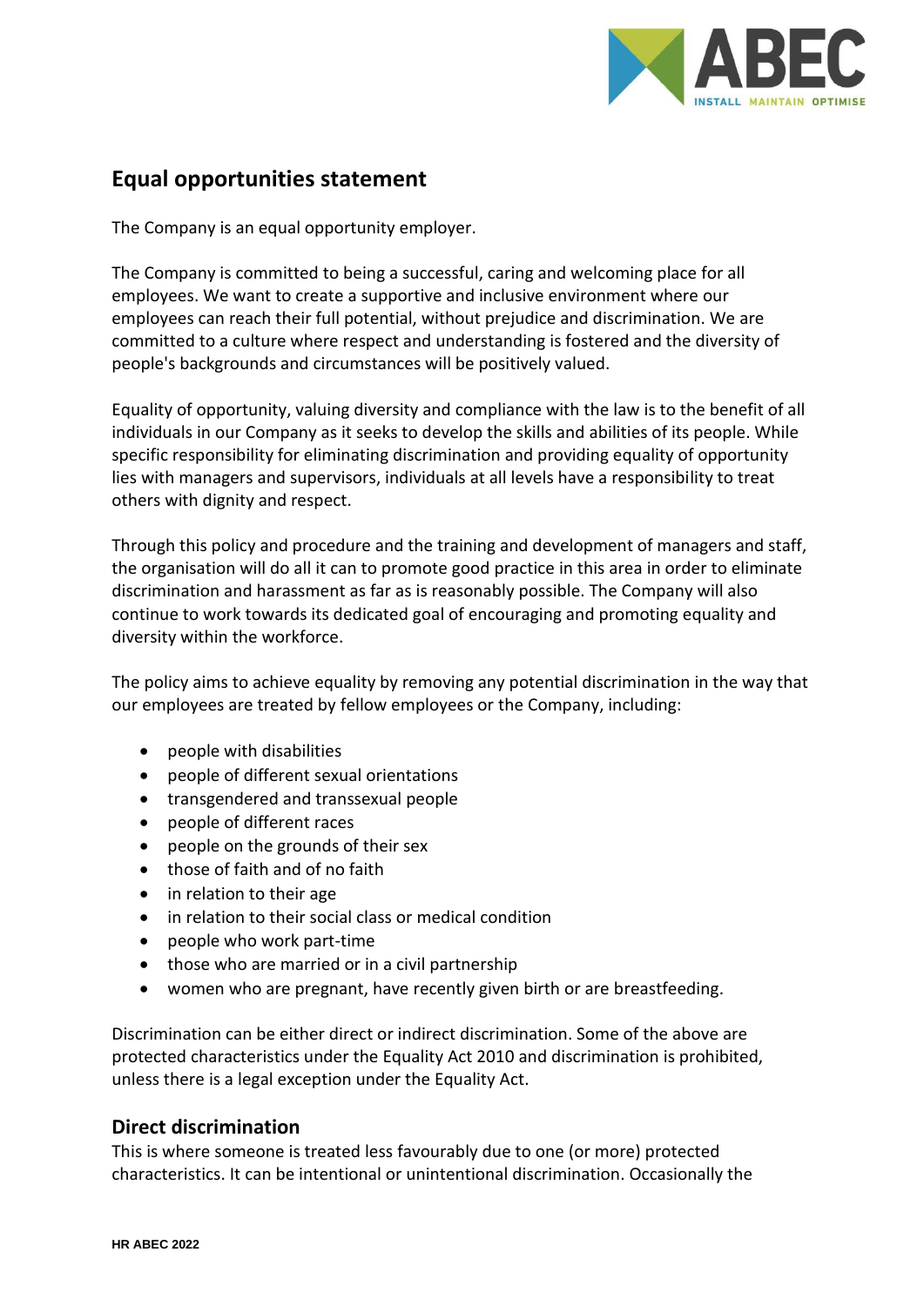## Equal opportunities statement

The Company is an equal opportunity employer.

The Company is committed to being a successful, caring and welcoming place for all employees. We want to create a supportive and inclusive environment where our employees can reach their full potential, without prejudice and discrimination. We are committed to a culture where respect and understanding is fostered and the diversity of people's backgrounds and circumstances will be positively valued.

Equality of opportunity, valuing diversity and compliance with the law is to the benefit of all individuals in our Company as it seeks to develop the skills and abilities of its people. While specific responsibility for eliminating discrimination and providing equality of opportunity lies with managers and supervisors, individuals at all levels have a responsibility to treat others with dignity and respect.

Through this policy and procedure and the training and development of managers and staff, the organisation will do all it can to promote good practice in this area in order to eliminate discrimination and harassment as far as is reasonably possible. The Company will also continue to work towards its dedicated goal of encouraging and promoting equality and diversity within the workforce.

The policy aims to achieve equality by removing any potential discrimination in the way that our employees are treated by fellow employees or the Company, including:

- people with disabilities
- people of different sexual orientations
- transgendered and transsexual people
- people of different races
- people on the grounds of their sex
- those of faith and of no faith
- in relation to their age
- in relation to their social class or medical condition
- people who work part-time
- those who are married or in a civil partnership
- women who are pregnant, have recently given birth or are breastfeeding.

Discrimination can be either direct or indirect discrimination. Some of the above are protected characteristics under the Equality Act 2010 and discrimination is prohibited, unless there is a legal exception under the Equality Act.

### Direct discrimination

This is where someone is treated less favourably due to one (or more) protected characteristics. It can be intentional or unintentional discrimination. Occasionally the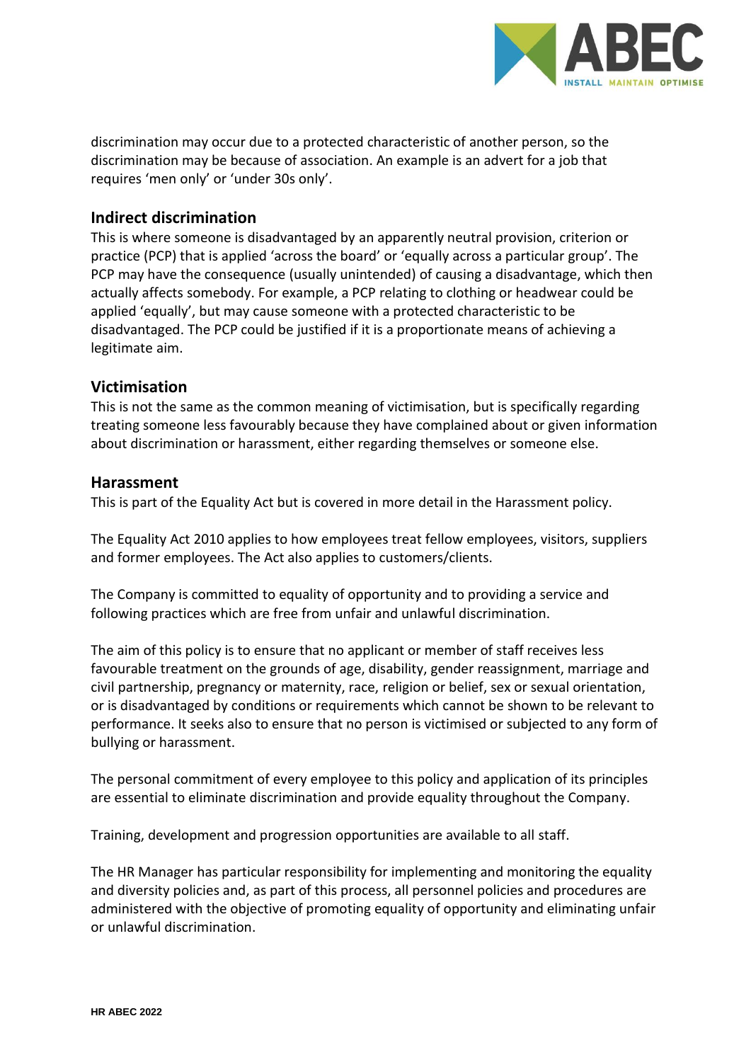discrimination may occur due to a protected characteristic of another person, so the discrimination may be because of association. An example is an advert for a job that requires 'men only' or 'under 30s only'.

## Indirect discrimination

This is where someone is disadvantaged by an apparently neutral provision, criterion or practice (PCP) that is applied 'across the board' or 'equally across a particular group'. The PCP may have the consequence (usually unintended) of causing a disadvantage, which then actually affects somebody. For example, a PCP relating to clothing or headwear could be applied 'equally', but may cause someone with a protected characteristic to be disadvantaged. The PCP could be justified if it is a proportionate means of achieving a legitimate aim.

## Victimisation

This is not the same as the common meaning of victimisation, but is specifically regarding treating someone less favourably because they have complained about or given information about discrimination or harassment, either regarding themselves or someone else.

## Harassment

This is part of the Equality Act but is covered in more detail in the Harassment policy.

The Equality Act 2010 applies to how employees treat fellow employees, visitors, suppliers and former employees. The Act also applies to customers/clients.

The Company is committed to equality of opportunity and to providing a service and following practices which are free from unfair and unlawful discrimination.

The aim of this policy is to ensure that no applicant or member of staff receives less favourable treatment on the grounds of age, disability, gender reassignment, marriage and civil partnership, pregnancy or maternity, race, religion or belief, sex or sexual orientation, or is disadvantaged by conditions or requirements which cannot be shown to be relevant to performance. It seeks also to ensure that no person is victimised or subjected to any form of bullying or harassment.

The personal commitment of every employee to this policy and application of its principles are essential to eliminate discrimination and provide equality throughout the Company.

Training, development and progression opportunities are available to all staff.

The HR Manager has particular responsibility for implementing and monitoring the equality and diversity policies and, as part of this process, all personnel policies and procedures are administered with the objective of promoting equality of opportunity and eliminating unfair or unlawful discrimination.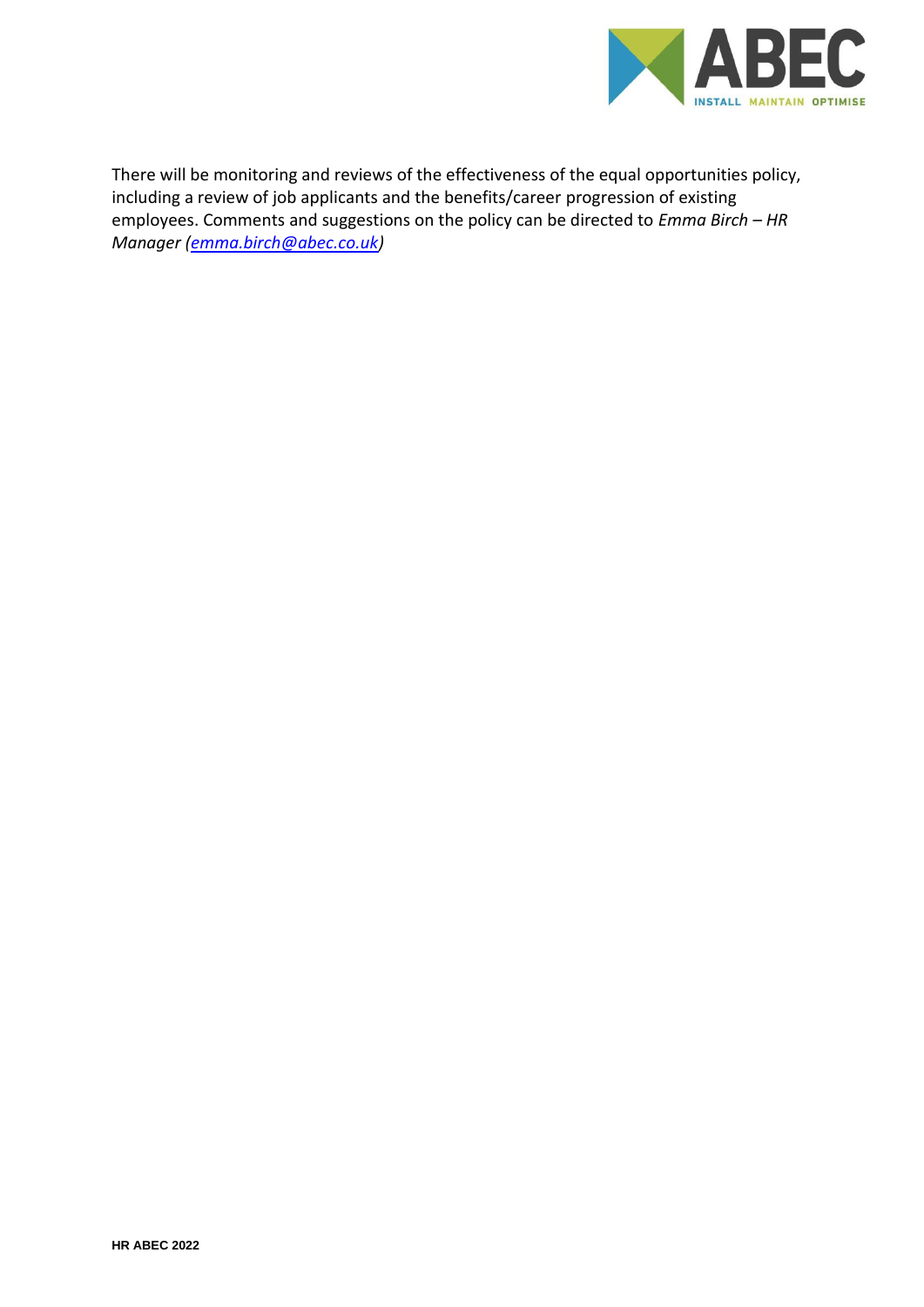There will be monitoring and reviews of the effectiveness of the equal opportunities policy, including a review of job applicants and the benefits/career progression of existing employees. Comments and suggestions on the policy can be directed to *Emma Birch – HR Manager (emma.birch@abec.co.uk)*